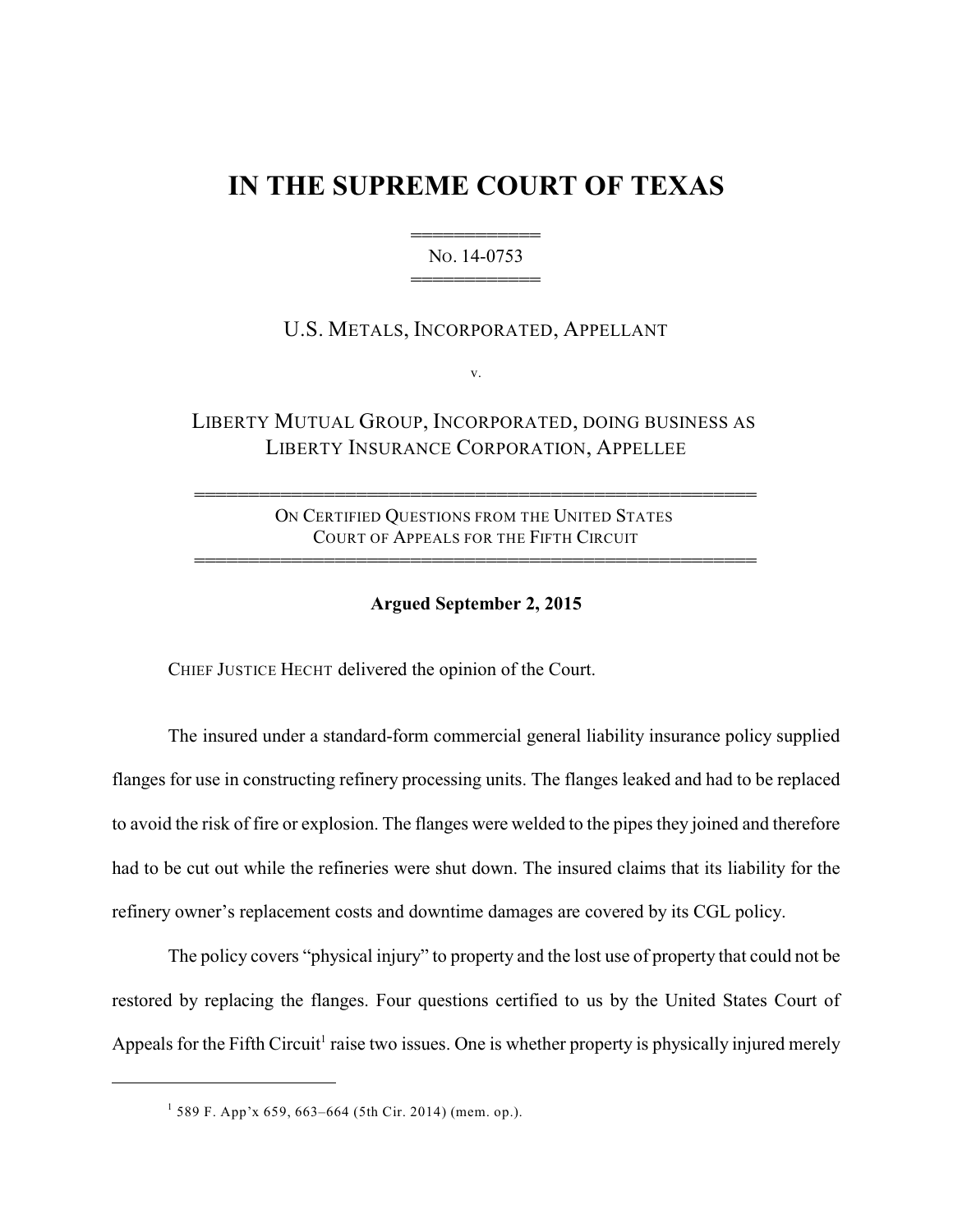# IN THE SUPREME COURT OF TEXAS

══════════
No. 14-0753
══════════

U.S. METALS, INCORPORATED, APPELLANT

v.

LIBERTY MUTUAL GROUP, INCORPORATED, DOING BUSINESS AS LIBERTY INSURANCE CORPORATION, APPELLEE

══════════════════════════════════════════
ON CERTIFIED QUESTIONS FROM THE UNITED STATES COURT OF APPEALS FOR THE FIFTH CIRCUIT
══════════════════════════════════════════

**Argued September 2, 2015**

CHIEF JUSTICE HECHT delivered the opinion of the Court.

The insured under a standard-form commercial general liability insurance policy supplied flanges for use in constructing refinery processing units. The flanges leaked and had to be replaced to avoid the risk of fire or explosion. The flanges were welded to the pipes they joined and therefore had to be cut out while the refineries were shut down. The insured claims that its liability for the refinery owner's replacement costs and downtime damages are covered by its CGL policy.

The policy covers "physical injury" to property and the lost use of property that could not be restored by replacing the flanges. Four questions certified to us by the United States Court of Appeals for the Fifth Circuit[1] raise two issues. One is whether property is physically injured merely

---

[1] 589 F. App'x 659, 663–664 (5th Cir. 2014) (mem. op.).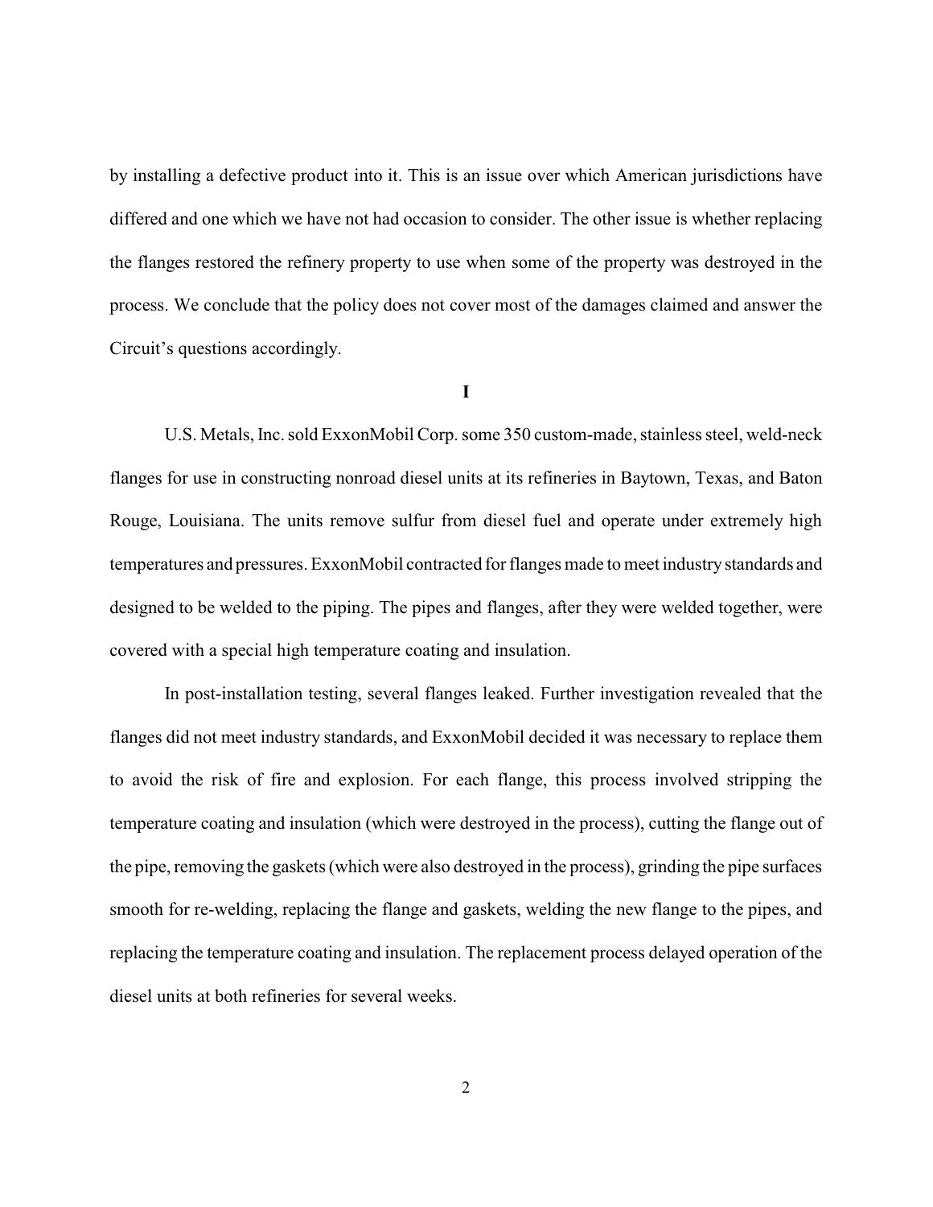by installing a defective product into it. This is an issue over which American jurisdictions have differed and one which we have not had occasion to consider. The other issue is whether replacing the flanges restored the refinery property to use when some of the property was destroyed in the process. We conclude that the policy does not cover most of the damages claimed and answer the Circuit's questions accordingly.

## I

U.S. Metals, Inc. sold ExxonMobil Corp. some 350 custom-made, stainless steel, weld-neck flanges for use in constructing nonroad diesel units at its refineries in Baytown, Texas, and Baton Rouge, Louisiana. The units remove sulfur from diesel fuel and operate under extremely high temperatures and pressures. ExxonMobil contracted for flanges made to meet industry standards and designed to be welded to the piping. The pipes and flanges, after they were welded together, were covered with a special high temperature coating and insulation.

In post-installation testing, several flanges leaked. Further investigation revealed that the flanges did not meet industry standards, and ExxonMobil decided it was necessary to replace them to avoid the risk of fire and explosion. For each flange, this process involved stripping the temperature coating and insulation (which were destroyed in the process), cutting the flange out of the pipe, removing the gaskets (which were also destroyed in the process), grinding the pipe surfaces smooth for re-welding, replacing the flange and gaskets, welding the new flange to the pipes, and replacing the temperature coating and insulation. The replacement process delayed operation of the diesel units at both refineries for several weeks.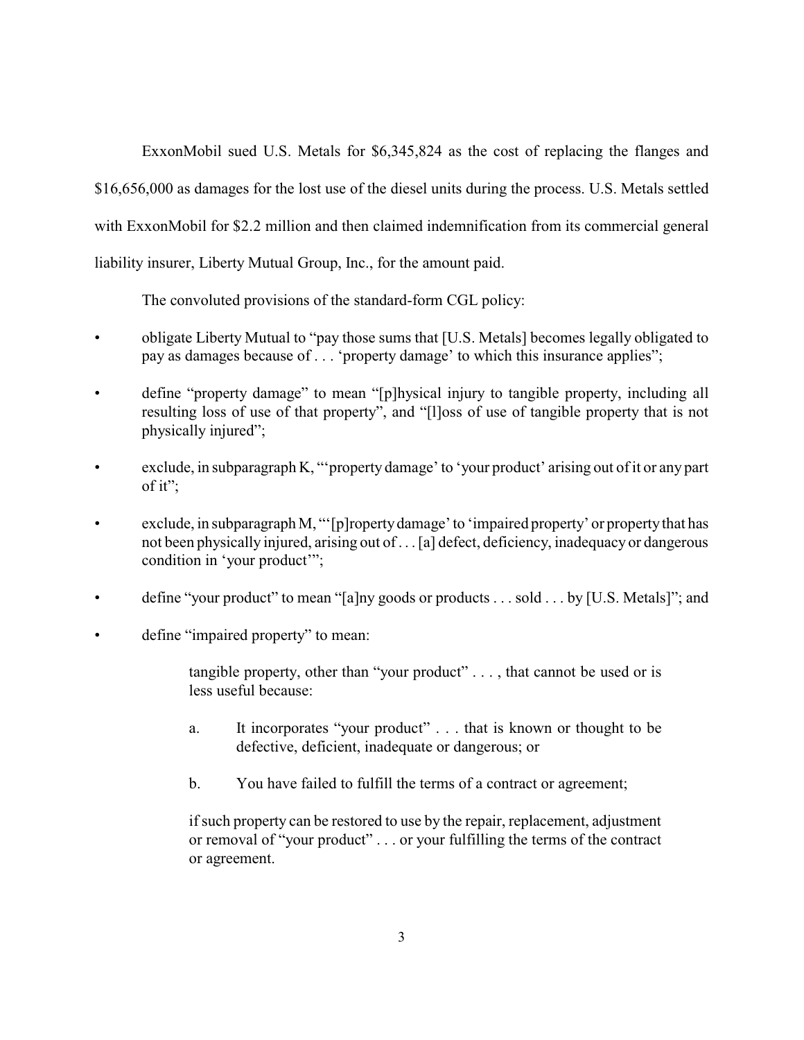ExxonMobil sued U.S. Metals for $6,345,824 as the cost of replacing the flanges and $16,656,000 as damages for the lost use of the diesel units during the process. U.S. Metals settled with ExxonMobil for $2.2 million and then claimed indemnification from its commercial general liability insurer, Liberty Mutual Group, Inc., for the amount paid.

The convoluted provisions of the standard-form CGL policy:

- obligate Liberty Mutual to "pay those sums that [U.S. Metals] becomes legally obligated to pay as damages because of . . . 'property damage' to which this insurance applies";
- define "property damage" to mean "[p]hysical injury to tangible property, including all resulting loss of use of that property", and "[l]oss of use of tangible property that is not physically injured";
- exclude, in subparagraph K, "'property damage' to 'your product' arising out of it or any part of it";
- exclude, in subparagraph M, "'[p]roperty damage' to 'impaired property' or property that has not been physically injured, arising out of . . . [a] defect, deficiency, inadequacy or dangerous condition in 'your product'";
- define "your product" to mean "[a]ny goods or products . . . sold . . . by [U.S. Metals]"; and
- define "impaired property" to mean:

> tangible property, other than "your product" . . . , that cannot be used or is less useful because:
>
> a. It incorporates "your product" . . . that is known or thought to be defective, deficient, inadequate or dangerous; or
>
> b. You have failed to fulfill the terms of a contract or agreement;
>
> if such property can be restored to use by the repair, replacement, adjustment or removal of "your product" . . . or your fulfilling the terms of the contract or agreement.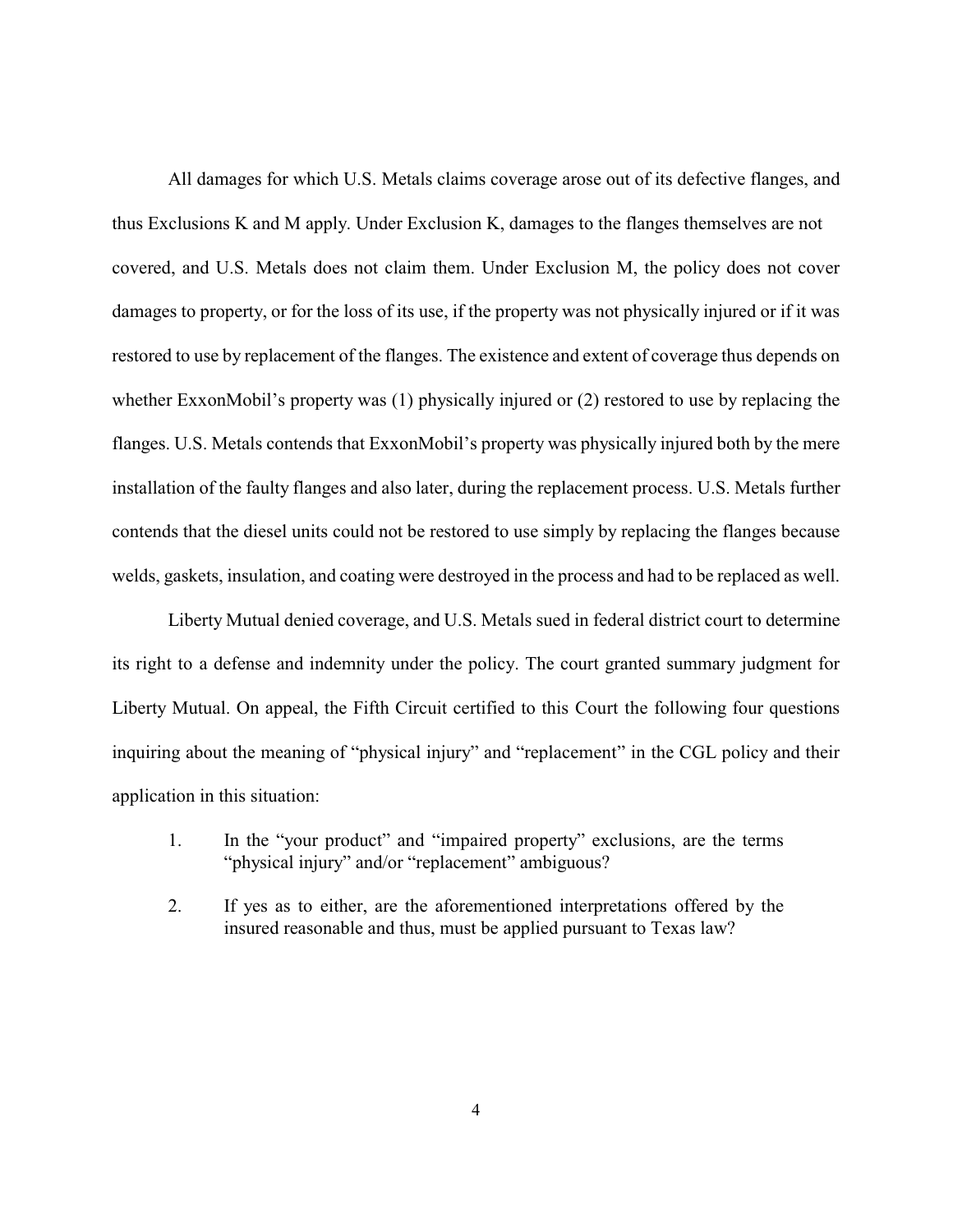All damages for which U.S. Metals claims coverage arose out of its defective flanges, and thus Exclusions K and M apply. Under Exclusion K, damages to the flanges themselves are not covered, and U.S. Metals does not claim them. Under Exclusion M, the policy does not cover damages to property, or for the loss of its use, if the property was not physically injured or if it was restored to use by replacement of the flanges. The existence and extent of coverage thus depends on whether ExxonMobil's property was (1) physically injured or (2) restored to use by replacing the flanges. U.S. Metals contends that ExxonMobil's property was physically injured both by the mere installation of the faulty flanges and also later, during the replacement process. U.S. Metals further contends that the diesel units could not be restored to use simply by replacing the flanges because welds, gaskets, insulation, and coating were destroyed in the process and had to be replaced as well.

Liberty Mutual denied coverage, and U.S. Metals sued in federal district court to determine its right to a defense and indemnity under the policy. The court granted summary judgment for Liberty Mutual. On appeal, the Fifth Circuit certified to this Court the following four questions inquiring about the meaning of "physical injury" and "replacement" in the CGL policy and their application in this situation:

1. In the "your product" and "impaired property" exclusions, are the terms "physical injury" and/or "replacement" ambiguous?

2. If yes as to either, are the aforementioned interpretations offered by the insured reasonable and thus, must be applied pursuant to Texas law?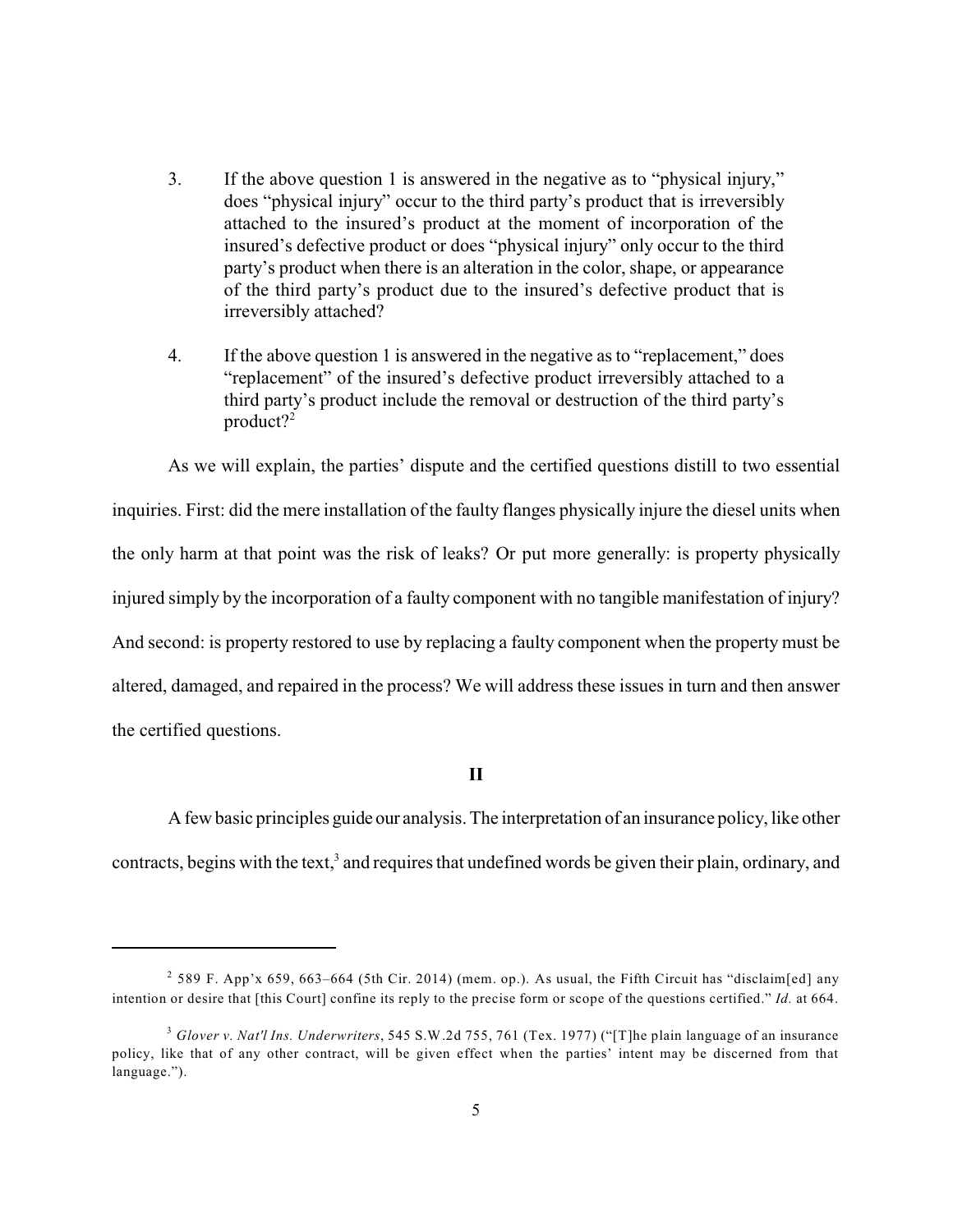3. If the above question 1 is answered in the negative as to "physical injury," does "physical injury" occur to the third party's product that is irreversibly attached to the insured's product at the moment of incorporation of the insured's defective product or does "physical injury" only occur to the third party's product when there is an alteration in the color, shape, or appearance of the third party's product due to the insured's defective product that is irreversibly attached?

4. If the above question 1 is answered in the negative as to "replacement," does "replacement" of the insured's defective product irreversibly attached to a third party's product include the removal or destruction of the third party's product?[2]

As we will explain, the parties' dispute and the certified questions distill to two essential inquiries. First: did the mere installation of the faulty flanges physically injure the diesel units when the only harm at that point was the risk of leaks? Or put more generally: is property physically injured simply by the incorporation of a faulty component with no tangible manifestation of injury? And second: is property restored to use by replacing a faulty component when the property must be altered, damaged, and repaired in the process? We will address these issues in turn and then answer the certified questions.

## II

A few basic principles guide our analysis. The interpretation of an insurance policy, like other contracts, begins with the text,[3] and requires that undefined words be given their plain, ordinary, and

---

[2] 589 F. App'x 659, 663–664 (5th Cir. 2014) (mem. op.). As usual, the Fifth Circuit has "disclaim[ed] any intention or desire that [this Court] confine its reply to the precise form or scope of the questions certified." *Id.* at 664.

[3] *Glover v. Nat'l Ins. Underwriters*, 545 S.W.2d 755, 761 (Tex. 1977) ("[T]he plain language of an insurance policy, like that of any other contract, will be given effect when the parties' intent may be discerned from that language.").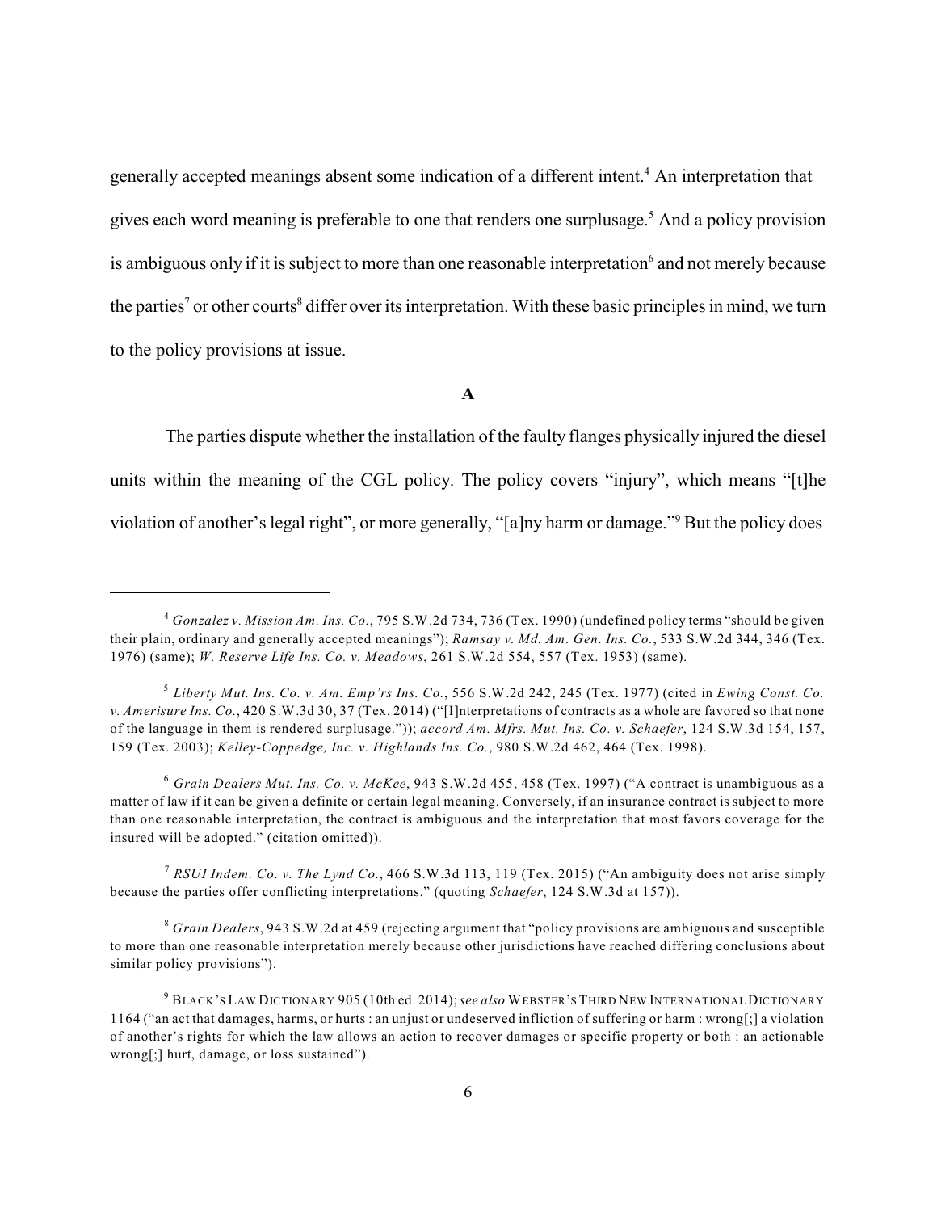generally accepted meanings absent some indication of a different intent.[4] An interpretation that gives each word meaning is preferable to one that renders one surplusage.[5] And a policy provision is ambiguous only if it is subject to more than one reasonable interpretation[6] and not merely because the parties[7] or other courts[8] differ over its interpretation. With these basic principles in mind, we turn to the policy provisions at issue.

**A**

The parties dispute whether the installation of the faulty flanges physically injured the diesel units within the meaning of the CGL policy. The policy covers "injury", which means "[t]he violation of another's legal right", or more generally, "[a]ny harm or damage."[9] But the policy does

---

[4] *Gonzalez v. Mission Am. Ins. Co.*, 795 S.W.2d 734, 736 (Tex. 1990) (undefined policy terms "should be given their plain, ordinary and generally accepted meanings"); *Ramsay v. Md. Am. Gen. Ins. Co.*, 533 S.W.2d 344, 346 (Tex. 1976) (same); *W. Reserve Life Ins. Co. v. Meadows*, 261 S.W.2d 554, 557 (Tex. 1953) (same).

[5] *Liberty Mut. Ins. Co. v. Am. Emp'rs Ins. Co.*, 556 S.W.2d 242, 245 (Tex. 1977) (cited in *Ewing Const. Co. v. Amerisure Ins. Co.*, 420 S.W.3d 30, 37 (Tex. 2014) ("[I]nterpretations of contracts as a whole are favored so that none of the language in them is rendered surplusage.")); *accord Am. Mfrs. Mut. Ins. Co. v. Schaefer*, 124 S.W.3d 154, 157, 159 (Tex. 2003); *Kelley-Coppedge, Inc. v. Highlands Ins. Co.*, 980 S.W.2d 462, 464 (Tex. 1998).

[6] *Grain Dealers Mut. Ins. Co. v. McKee*, 943 S.W.2d 455, 458 (Tex. 1997) ("A contract is unambiguous as a matter of law if it can be given a definite or certain legal meaning. Conversely, if an insurance contract is subject to more than one reasonable interpretation, the contract is ambiguous and the interpretation that most favors coverage for the insured will be adopted." (citation omitted)).

[7] *RSUI Indem. Co. v. The Lynd Co.*, 466 S.W.3d 113, 119 (Tex. 2015) ("An ambiguity does not arise simply because the parties offer conflicting interpretations." (quoting *Schaefer*, 124 S.W.3d at 157)).

[8] *Grain Dealers*, 943 S.W.2d at 459 (rejecting argument that "policy provisions are ambiguous and susceptible to more than one reasonable interpretation merely because other jurisdictions have reached differing conclusions about similar policy provisions").

[9] BLACK'S LAW DICTIONARY 905 (10th ed. 2014); *see also* WEBSTER'S THIRD NEW INTERNATIONAL DICTIONARY 1164 ("an act that damages, harms, or hurts : an unjust or undeserved infliction of suffering or harm : wrong[;] a violation of another's rights for which the law allows an action to recover damages or specific property or both : an actionable wrong[;] hurt, damage, or loss sustained").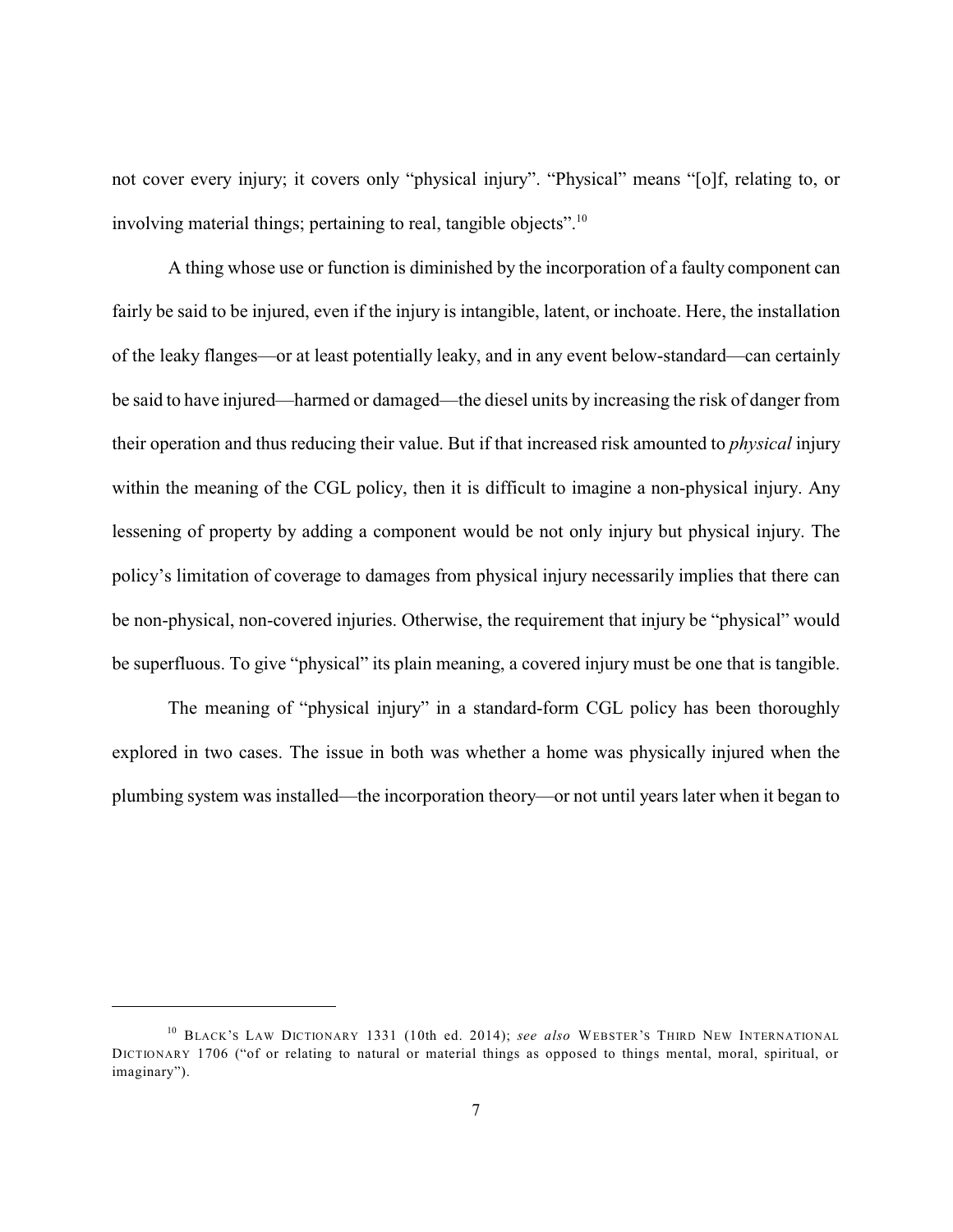not cover every injury; it covers only "physical injury". "Physical" means "[o]f, relating to, or involving material things; pertaining to real, tangible objects".[10]

A thing whose use or function is diminished by the incorporation of a faulty component can fairly be said to be injured, even if the injury is intangible, latent, or inchoate. Here, the installation of the leaky flanges—or at least potentially leaky, and in any event below-standard—can certainly be said to have injured—harmed or damaged—the diesel units by increasing the risk of danger from their operation and thus reducing their value. But if that increased risk amounted to *physical* injury within the meaning of the CGL policy, then it is difficult to imagine a non-physical injury. Any lessening of property by adding a component would be not only injury but physical injury. The policy's limitation of coverage to damages from physical injury necessarily implies that there can be non-physical, non-covered injuries. Otherwise, the requirement that injury be "physical" would be superfluous. To give "physical" its plain meaning, a covered injury must be one that is tangible.

The meaning of "physical injury" in a standard-form CGL policy has been thoroughly explored in two cases. The issue in both was whether a home was physically injured when the plumbing system was installed—the incorporation theory—or not until years later when it began to

---

[10] BLACK'S LAW DICTIONARY 1331 (10th ed. 2014); *see also* WEBSTER'S THIRD NEW INTERNATIONAL DICTIONARY 1706 ("of or relating to natural or material things as opposed to things mental, moral, spiritual, or imaginary").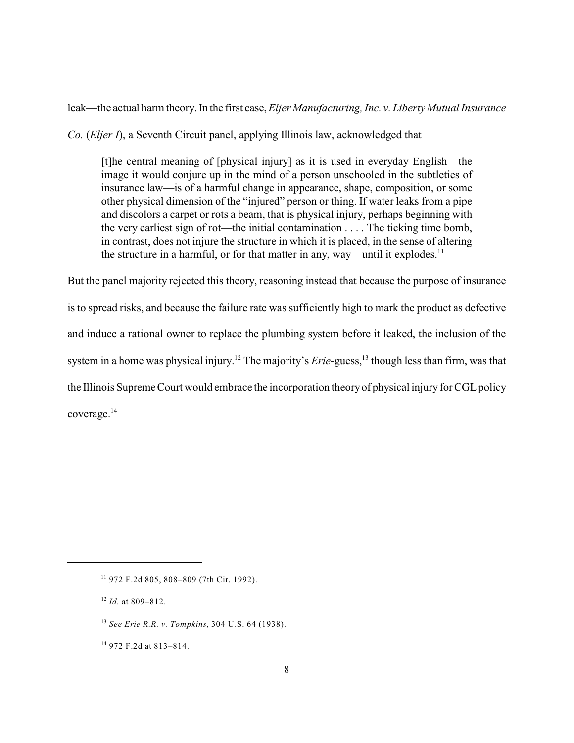leak—the actual harm theory. In the first case, *Eljer Manufacturing, Inc. v. Liberty Mutual Insurance Co.* (*Eljer I*), a Seventh Circuit panel, applying Illinois law, acknowledged that

> [t]he central meaning of [physical injury] as it is used in everyday English—the image it would conjure up in the mind of a person unschooled in the subtleties of insurance law—is of a harmful change in appearance, shape, composition, or some other physical dimension of the "injured" person or thing. If water leaks from a pipe and discolors a carpet or rots a beam, that is physical injury, perhaps beginning with the very earliest sign of rot—the initial contamination . . . . The ticking time bomb, in contrast, does not injure the structure in which it is placed, in the sense of altering the structure in a harmful, or for that matter in any, way—until it explodes.[11]

But the panel majority rejected this theory, reasoning instead that because the purpose of insurance is to spread risks, and because the failure rate was sufficiently high to mark the product as defective and induce a rational owner to replace the plumbing system before it leaked, the inclusion of the system in a home was physical injury.[12] The majority's *Erie*-guess,[13] though less than firm, was that the Illinois Supreme Court would embrace the incorporation theory of physical injury for CGL policy coverage.[14]

---

[11] 972 F.2d 805, 808–809 (7th Cir. 1992).

[12] *Id.* at 809–812.

[13] *See Erie R.R. v. Tompkins*, 304 U.S. 64 (1938).

[14] 972 F.2d at 813–814.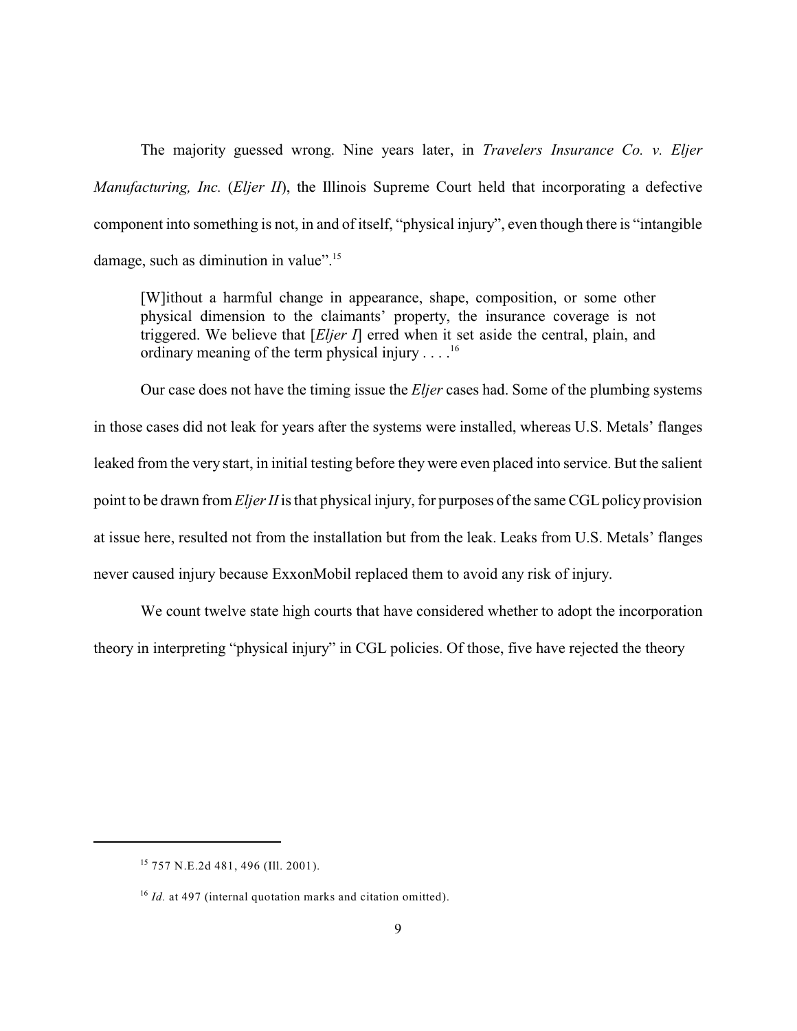The majority guessed wrong. Nine years later, in *Travelers Insurance Co. v. Eljer Manufacturing, Inc.* (*Eljer II*), the Illinois Supreme Court held that incorporating a defective component into something is not, in and of itself, "physical injury", even though there is "intangible damage, such as diminution in value".[15]

> [W]ithout a harmful change in appearance, shape, composition, or some other physical dimension to the claimants' property, the insurance coverage is not triggered. We believe that [*Eljer I*] erred when it set aside the central, plain, and ordinary meaning of the term physical injury . . . .[16]

Our case does not have the timing issue the *Eljer* cases had. Some of the plumbing systems in those cases did not leak for years after the systems were installed, whereas U.S. Metals' flanges leaked from the very start, in initial testing before they were even placed into service. But the salient point to be drawn from *Eljer II* is that physical injury, for purposes of the same CGL policy provision at issue here, resulted not from the installation but from the leak. Leaks from U.S. Metals' flanges never caused injury because ExxonMobil replaced them to avoid any risk of injury.

We count twelve state high courts that have considered whether to adopt the incorporation theory in interpreting "physical injury" in CGL policies. Of those, five have rejected the theory

---

[15] 757 N.E.2d 481, 496 (Ill. 2001).

[16] *Id.* at 497 (internal quotation marks and citation omitted).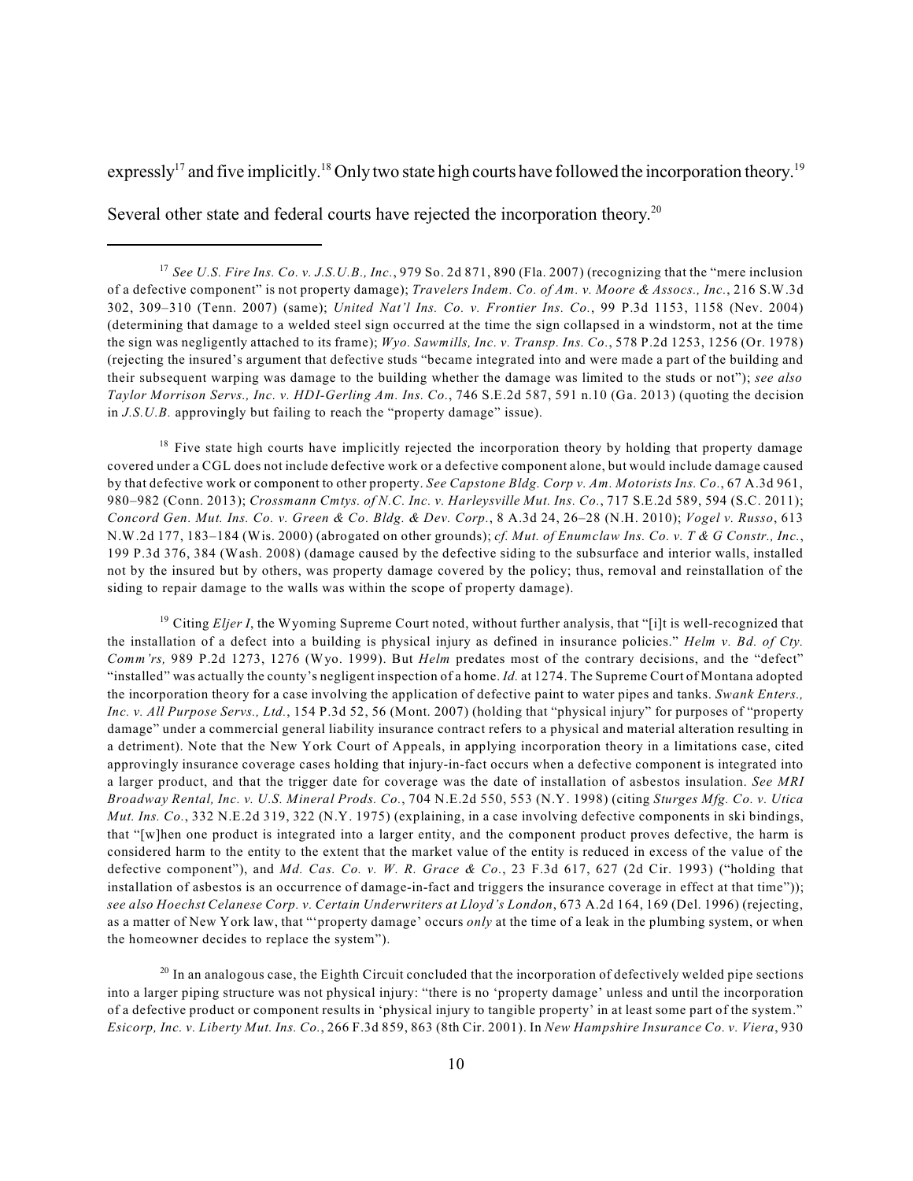expressly[17] and five implicitly.[18] Only two state high courts have followed the incorporation theory.[19] Several other state and federal courts have rejected the incorporation theory.[20]

---

[17] *See U.S. Fire Ins. Co. v. J.S.U.B., Inc.*, 979 So. 2d 871, 890 (Fla. 2007) (recognizing that the "mere inclusion of a defective component" is not property damage); *Travelers Indem. Co. of Am. v. Moore & Assocs., Inc.*, 216 S.W.3d 302, 309–310 (Tenn. 2007) (same); *United Nat'l Ins. Co. v. Frontier Ins. Co.*, 99 P.3d 1153, 1158 (Nev. 2004) (determining that damage to a welded steel sign occurred at the time the sign collapsed in a windstorm, not at the time the sign was negligently attached to its frame); *Wyo. Sawmills, Inc. v. Transp. Ins. Co.*, 578 P.2d 1253, 1256 (Or. 1978) (rejecting the insured's argument that defective studs "became integrated into and were made a part of the building and their subsequent warping was damage to the building whether the damage was limited to the studs or not"); *see also Taylor Morrison Servs., Inc. v. HDI-Gerling Am. Ins. Co.*, 746 S.E.2d 587, 591 n.10 (Ga. 2013) (quoting the decision in *J.S.U.B.* approvingly but failing to reach the "property damage" issue).

[18] Five state high courts have implicitly rejected the incorporation theory by holding that property damage covered under a CGL does not include defective work or a defective component alone, but would include damage caused by that defective work or component to other property. *See Capstone Bldg. Corp v. Am. Motorists Ins. Co.*, 67 A.3d 961, 980–982 (Conn. 2013); *Crossmann Cmtys. of N.C. Inc. v. Harleysville Mut. Ins. Co.*, 717 S.E.2d 589, 594 (S.C. 2011); *Concord Gen. Mut. Ins. Co. v. Green & Co. Bldg. & Dev. Corp.*, 8 A.3d 24, 26–28 (N.H. 2010); *Vogel v. Russo*, 613 N.W.2d 177, 183–184 (Wis. 2000) (abrogated on other grounds); *cf. Mut. of Enumclaw Ins. Co. v. T & G Constr., Inc.*, 199 P.3d 376, 384 (Wash. 2008) (damage caused by the defective siding to the subsurface and interior walls, installed not by the insured but by others, was property damage covered by the policy; thus, removal and reinstallation of the siding to repair damage to the walls was within the scope of property damage).

[19] Citing *Eljer I*, the Wyoming Supreme Court noted, without further analysis, that "[i]t is well-recognized that the installation of a defect into a building is physical injury as defined in insurance policies." *Helm v. Bd. of Cty. Comm'rs,* 989 P.2d 1273, 1276 (Wyo. 1999). But *Helm* predates most of the contrary decisions, and the "defect" "installed" was actually the county's negligent inspection of a home. *Id.* at 1274. The Supreme Court of Montana adopted the incorporation theory for a case involving the application of defective paint to water pipes and tanks. *Swank Enters., Inc. v. All Purpose Servs., Ltd.*, 154 P.3d 52, 56 (Mont. 2007) (holding that "physical injury" for purposes of "property damage" under a commercial general liability insurance contract refers to a physical and material alteration resulting in a detriment). Note that the New York Court of Appeals, in applying incorporation theory in a limitations case, cited approvingly insurance coverage cases holding that injury-in-fact occurs when a defective component is integrated into a larger product, and that the trigger date for coverage was the date of installation of asbestos insulation. *See MRI Broadway Rental, Inc. v. U.S. Mineral Prods. Co.*, 704 N.E.2d 550, 553 (N.Y. 1998) (citing *Sturges Mfg. Co. v. Utica Mut. Ins. Co.*, 332 N.E.2d 319, 322 (N.Y. 1975) (explaining, in a case involving defective components in ski bindings, that "[w]hen one product is integrated into a larger entity, and the component product proves defective, the harm is considered harm to the entity to the extent that the market value of the entity is reduced in excess of the value of the defective component"), and *Md. Cas. Co. v. W. R. Grace & Co.*, 23 F.3d 617, 627 (2d Cir. 1993) ("holding that installation of asbestos is an occurrence of damage-in-fact and triggers the insurance coverage in effect at that time")); *see also Hoechst Celanese Corp. v. Certain Underwriters at Lloyd's London*, 673 A.2d 164, 169 (Del. 1996) (rejecting, as a matter of New York law, that "'property damage' occurs *only* at the time of a leak in the plumbing system, or when the homeowner decides to replace the system").

[20] In an analogous case, the Eighth Circuit concluded that the incorporation of defectively welded pipe sections into a larger piping structure was not physical injury: "there is no 'property damage' unless and until the incorporation of a defective product or component results in 'physical injury to tangible property' in at least some part of the system." *Esicorp, Inc. v. Liberty Mut. Ins. Co.*, 266 F.3d 859, 863 (8th Cir. 2001). In *New Hampshire Insurance Co. v. Viera*, 930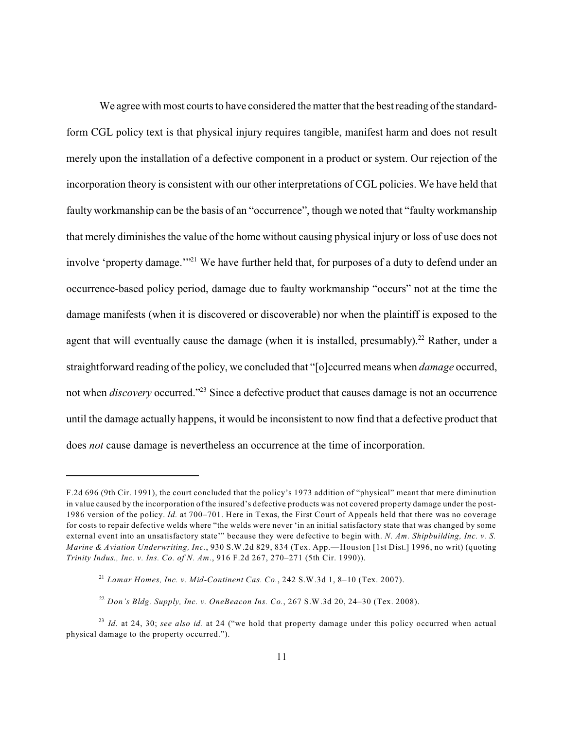We agree with most courts to have considered the matter that the best reading of the standard-form CGL policy text is that physical injury requires tangible, manifest harm and does not result merely upon the installation of a defective component in a product or system. Our rejection of the incorporation theory is consistent with our other interpretations of CGL policies. We have held that faulty workmanship can be the basis of an "occurrence", though we noted that "faulty workmanship that merely diminishes the value of the home without causing physical injury or loss of use does not involve 'property damage.'"[21] We have further held that, for purposes of a duty to defend under an occurrence-based policy period, damage due to faulty workmanship "occurs" not at the time the damage manifests (when it is discovered or discoverable) nor when the plaintiff is exposed to the agent that will eventually cause the damage (when it is installed, presumably).[22] Rather, under a straightforward reading of the policy, we concluded that "[o]ccurred means when *damage* occurred, not when *discovery* occurred."[23] Since a defective product that causes damage is not an occurrence until the damage actually happens, it would be inconsistent to now find that a defective product that does *not* cause damage is nevertheless an occurrence at the time of incorporation.

---

F.2d 696 (9th Cir. 1991), the court concluded that the policy's 1973 addition of "physical" meant that mere diminution in value caused by the incorporation of the insured's defective products was not covered property damage under the post-1986 version of the policy. *Id.* at 700–701. Here in Texas, the First Court of Appeals held that there was no coverage for costs to repair defective welds where "the welds were never 'in an initial satisfactory state that was changed by some external event into an unsatisfactory state'" because they were defective to begin with. *N. Am. Shipbuilding, Inc. v. S. Marine & Aviation Underwriting, Inc.*, 930 S.W.2d 829, 834 (Tex. App.—Houston [1st Dist.] 1996, no writ) (quoting *Trinity Indus., Inc. v. Ins. Co. of N. Am.*, 916 F.2d 267, 270–271 (5th Cir. 1990)).

[21] *Lamar Homes, Inc. v. Mid-Continent Cas. Co.*, 242 S.W.3d 1, 8–10 (Tex. 2007).

[22] *Don's Bldg. Supply, Inc. v. OneBeacon Ins. Co.*, 267 S.W.3d 20, 24–30 (Tex. 2008).

[23] *Id.* at 24, 30; *see also id.* at 24 ("we hold that property damage under this policy occurred when actual physical damage to the property occurred.").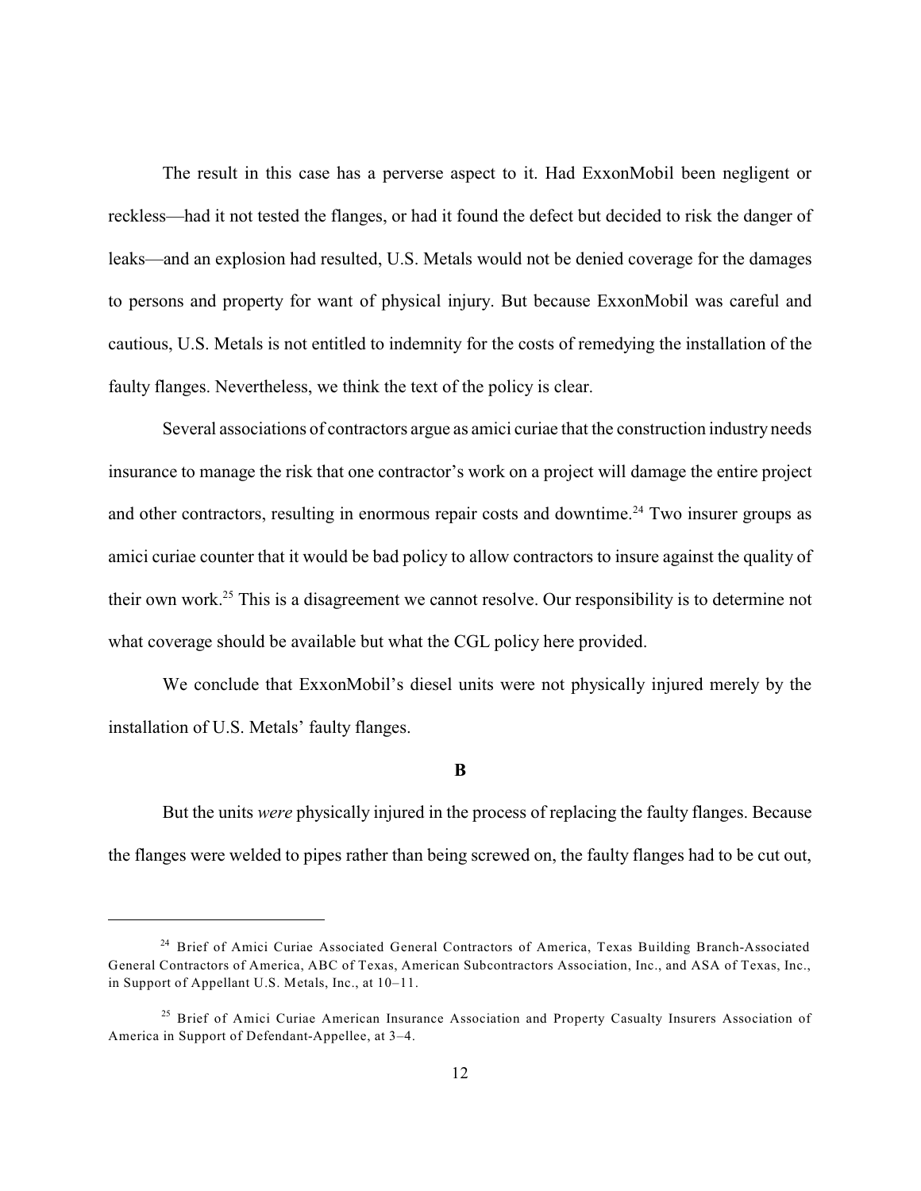The result in this case has a perverse aspect to it. Had ExxonMobil been negligent or reckless—had it not tested the flanges, or had it found the defect but decided to risk the danger of leaks—and an explosion had resulted, U.S. Metals would not be denied coverage for the damages to persons and property for want of physical injury. But because ExxonMobil was careful and cautious, U.S. Metals is not entitled to indemnity for the costs of remedying the installation of the faulty flanges. Nevertheless, we think the text of the policy is clear.

Several associations of contractors argue as amici curiae that the construction industry needs insurance to manage the risk that one contractor's work on a project will damage the entire project and other contractors, resulting in enormous repair costs and downtime.[24] Two insurer groups as amici curiae counter that it would be bad policy to allow contractors to insure against the quality of their own work.[25] This is a disagreement we cannot resolve. Our responsibility is to determine not what coverage should be available but what the CGL policy here provided.

We conclude that ExxonMobil's diesel units were not physically injured merely by the installation of U.S. Metals' faulty flanges.

**B**

But the units *were* physically injured in the process of replacing the faulty flanges. Because the flanges were welded to pipes rather than being screwed on, the faulty flanges had to be cut out,

---

[24] Brief of Amici Curiae Associated General Contractors of America, Texas Building Branch-Associated General Contractors of America, ABC of Texas, American Subcontractors Association, Inc., and ASA of Texas, Inc., in Support of Appellant U.S. Metals, Inc., at 10–11.

[25] Brief of Amici Curiae American Insurance Association and Property Casualty Insurers Association of America in Support of Defendant-Appellee, at 3–4.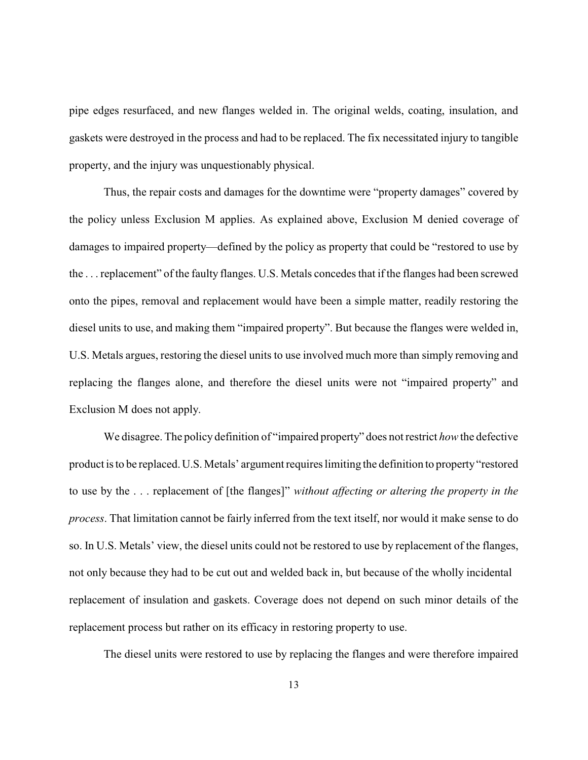pipe edges resurfaced, and new flanges welded in. The original welds, coating, insulation, and gaskets were destroyed in the process and had to be replaced. The fix necessitated injury to tangible property, and the injury was unquestionably physical.

Thus, the repair costs and damages for the downtime were "property damages" covered by the policy unless Exclusion M applies. As explained above, Exclusion M denied coverage of damages to impaired property—defined by the policy as property that could be "restored to use by the . . . replacement" of the faulty flanges. U.S. Metals concedes that if the flanges had been screwed onto the pipes, removal and replacement would have been a simple matter, readily restoring the diesel units to use, and making them "impaired property". But because the flanges were welded in, U.S. Metals argues, restoring the diesel units to use involved much more than simply removing and replacing the flanges alone, and therefore the diesel units were not "impaired property" and Exclusion M does not apply.

We disagree. The policy definition of "impaired property" does not restrict *how* the defective product is to be replaced. U.S. Metals' argument requires limiting the definition to property "restored to use by the . . . replacement of [the flanges]" *without affecting or altering the property in the process*. That limitation cannot be fairly inferred from the text itself, nor would it make sense to do so. In U.S. Metals' view, the diesel units could not be restored to use by replacement of the flanges, not only because they had to be cut out and welded back in, but because of the wholly incidental replacement of insulation and gaskets. Coverage does not depend on such minor details of the replacement process but rather on its efficacy in restoring property to use.

The diesel units were restored to use by replacing the flanges and were therefore impaired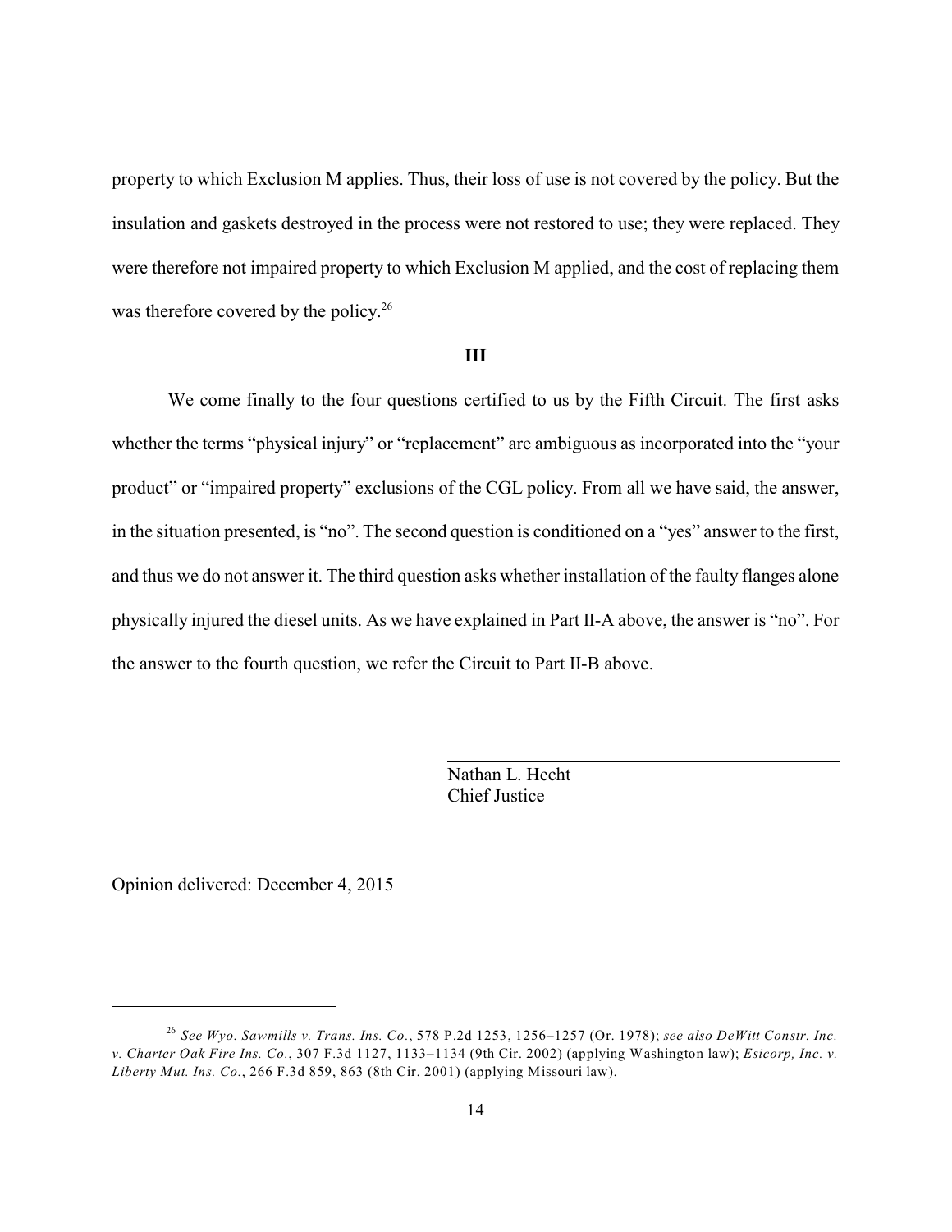property to which Exclusion M applies. Thus, their loss of use is not covered by the policy. But the insulation and gaskets destroyed in the process were not restored to use; they were replaced. They were therefore not impaired property to which Exclusion M applied, and the cost of replacing them was therefore covered by the policy.[26]

## III

We come finally to the four questions certified to us by the Fifth Circuit. The first asks whether the terms "physical injury" or "replacement" are ambiguous as incorporated into the "your product" or "impaired property" exclusions of the CGL policy. From all we have said, the answer, in the situation presented, is "no". The second question is conditioned on a "yes" answer to the first, and thus we do not answer it. The third question asks whether installation of the faulty flanges alone physically injured the diesel units. As we have explained in Part II-A above, the answer is "no". For the answer to the fourth question, we refer the Circuit to Part II-B above.

Nathan L. Hecht
Chief Justice

Opinion delivered: December 4, 2015

---

[26] *See Wyo. Sawmills v. Trans. Ins. Co.*, 578 P.2d 1253, 1256–1257 (Or. 1978); *see also DeWitt Constr. Inc. v. Charter Oak Fire Ins. Co.*, 307 F.3d 1127, 1133–1134 (9th Cir. 2002) (applying Washington law); *Esicorp, Inc. v. Liberty Mut. Ins. Co.*, 266 F.3d 859, 863 (8th Cir. 2001) (applying Missouri law).